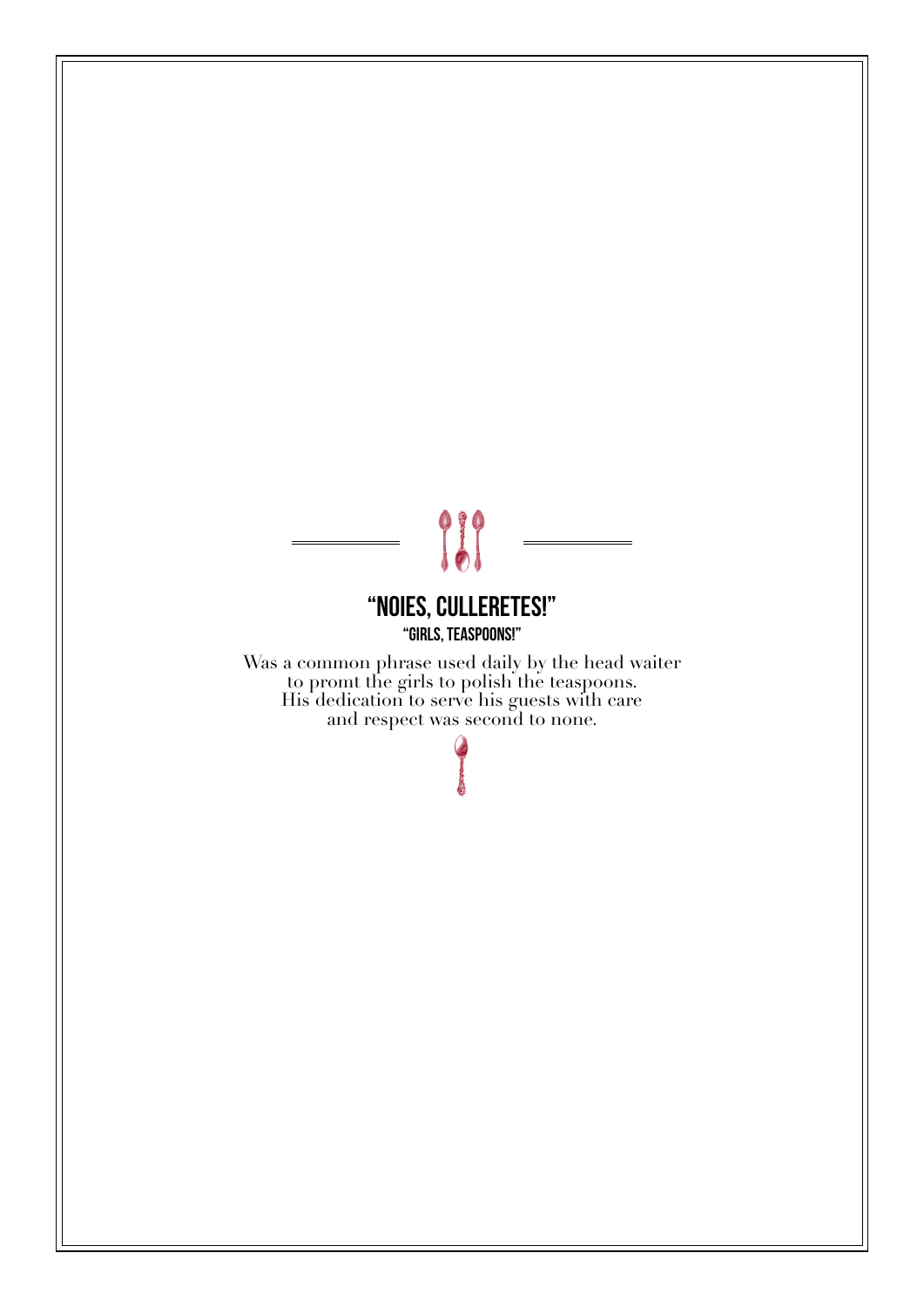# "NOIES, CULLERETES!"

### "GIRLS, TEASPOONS!"

Was a common phrase used daily by the head waiter
to promt the girls to polish the teaspoons.
His dedication to serve his guests with care
and respect was second to none.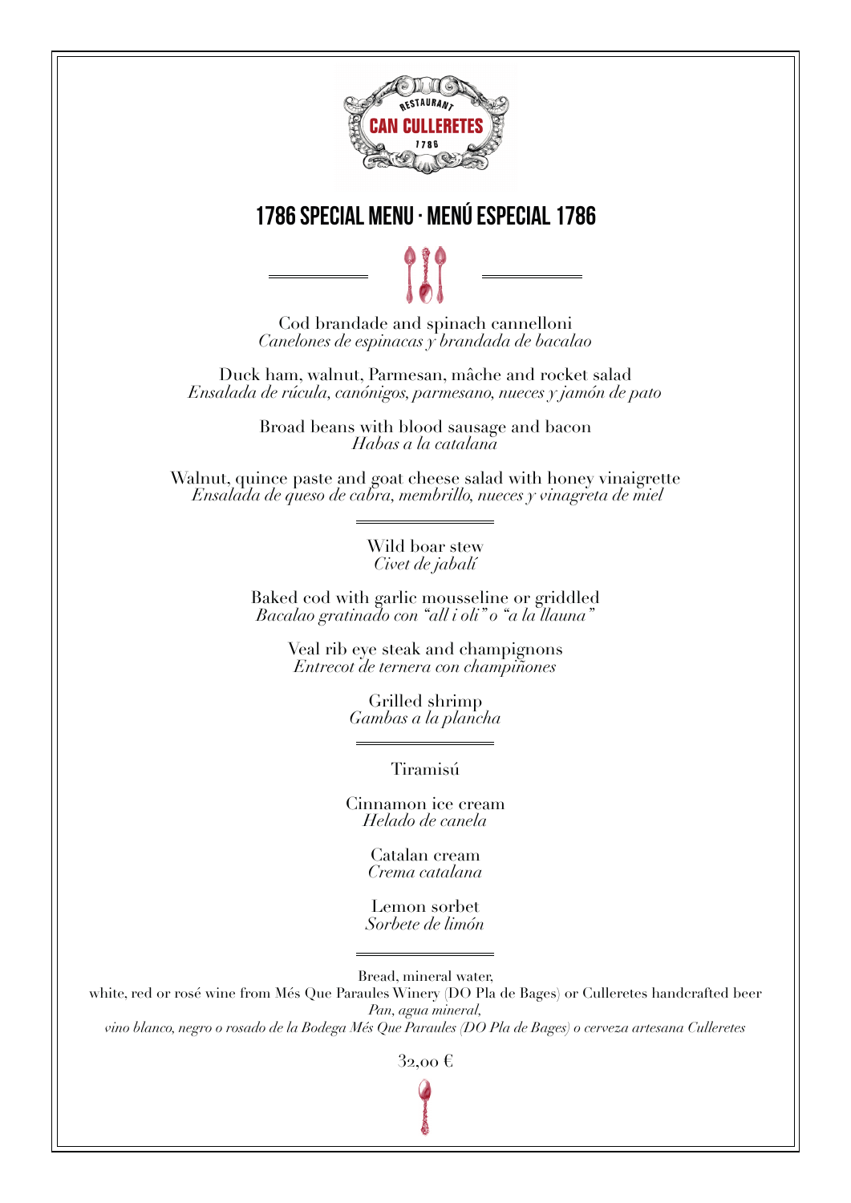RESTAURANT
CAN CULLERETES
1786

# 1786 SPECIAL MENU · MENÚ ESPECIAL 1786

Cod brandade and spinach cannelloni
*Canelones de espinacas y brandada de bacalao*

Duck ham, walnut, Parmesan, mâche and rocket salad
*Ensalada de rúcula, canónigos, parmesano, nueces y jamón de pato*

Broad beans with blood sausage and bacon
*Habas a la catalana*

Walnut, quince paste and goat cheese salad with honey vinaigrette
*Ensalada de queso de cabra, membrillo, nueces y vinagreta de miel*

---

Wild boar stew
*Civet de jabalí*

Baked cod with garlic mousseline or griddled
*Bacalao gratinado con "all i oli" o "a la llauna"*

Veal rib eye steak and champignons
*Entrecot de ternera con champiñones*

Grilled shrimp
*Gambas a la plancha*

---

Tiramisú

Cinnamon ice cream
*Helado de canela*

Catalan cream
*Crema catalana*

Lemon sorbet
*Sorbete de limón*

---

Bread, mineral water,
white, red or rosé wine from Més Que Paraules Winery (DO Pla de Bages) or Culleretes handcrafted beer
*Pan, agua mineral,*
*vino blanco, negro o rosado de la Bodega Més Que Paraules (DO Pla de Bages) o cerveza artesana Culleretes*

32,00 €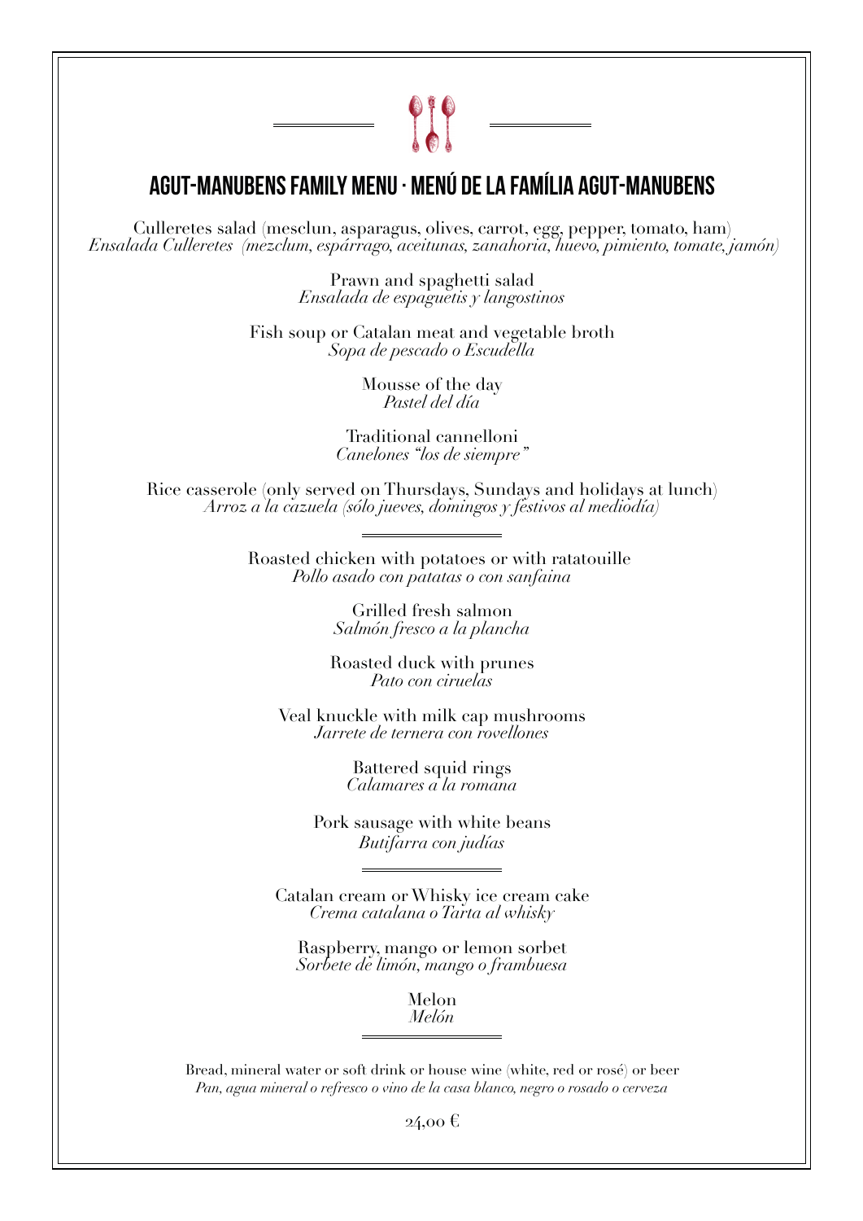## AGUT-MANUBENS FAMILY MENU · MENÚ DE LA FAMÍLIA AGUT-MANUBENS

Culleretes salad (mesclun, asparagus, olives, carrot, egg, pepper, tomato, ham)
*Ensalada Culleretes (mezclum, espárrago, aceitunas, zanahoria, huevo, pimiento, tomate, jamón)*

Prawn and spaghetti salad
*Ensalada de espaguetis y langostinos*

Fish soup or Catalan meat and vegetable broth
*Sopa de pescado o Escudella*

Mousse of the day
*Pastel del día*

Traditional cannelloni
*Canelones "los de siempre"*

Rice casserole (only served on Thursdays, Sundays and holidays at lunch)
*Arroz a la cazuela (sólo jueves, domingos y festivos al mediodía)*

---

Roasted chicken with potatoes or with ratatouille
*Pollo asado con patatas o con sanfaina*

Grilled fresh salmon
*Salmón fresco a la plancha*

Roasted duck with prunes
*Pato con ciruelas*

Veal knuckle with milk cap mushrooms
*Jarrete de ternera con rovellones*

Battered squid rings
*Calamares a la romana*

Pork sausage with white beans
*Butifarra con judías*

---

Catalan cream or Whisky ice cream cake
*Crema catalana o Tarta al whisky*

Raspberry, mango or lemon sorbet
*Sorbete de limón, mango o frambuesa*

Melon
*Melón*

---

Bread, mineral water or soft drink or house wine (white, red or rosé) or beer
*Pan, agua mineral o refresco o vino de la casa blanco, negro o rosado o cerveza*

24,00 €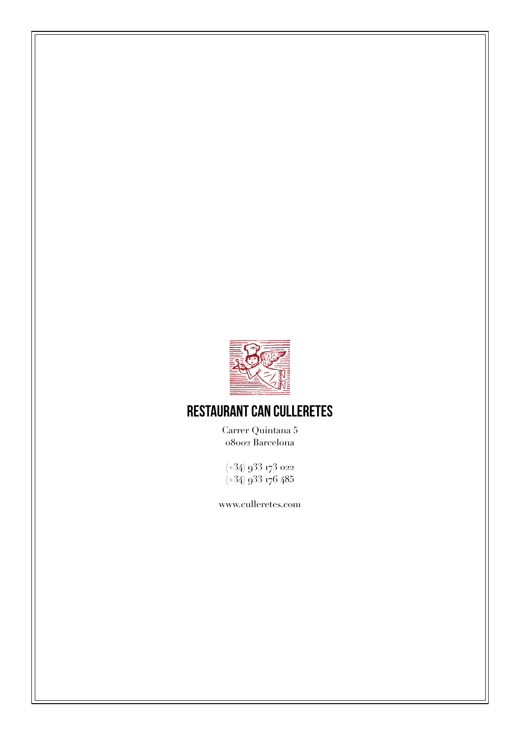# RESTAURANT CAN CULLERETES

Carrer Quintana 5
08002 Barcelona

(+34) 933 173 022
(+34) 933 176 485

www.culleretes.com